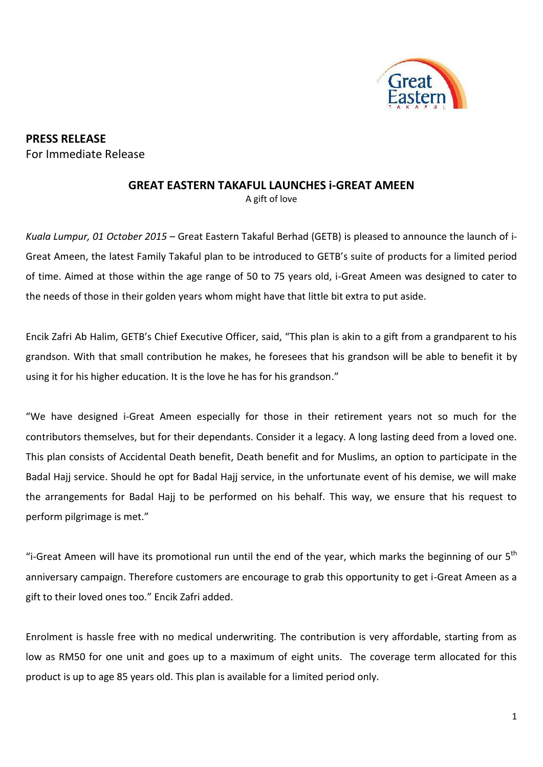**PRESS RELEASE**
For Immediate Release

## GREAT EASTERN TAKAFUL LAUNCHES i-GREAT AMEEN

A gift of love

*Kuala Lumpur, 01 October 2015* – Great Eastern Takaful Berhad (GETB) is pleased to announce the launch of i-Great Ameen, the latest Family Takaful plan to be introduced to GETB's suite of products for a limited period of time. Aimed at those within the age range of 50 to 75 years old, i-Great Ameen was designed to cater to the needs of those in their golden years whom might have that little bit extra to put aside.

Encik Zafri Ab Halim, GETB's Chief Executive Officer, said, "This plan is akin to a gift from a grandparent to his grandson. With that small contribution he makes, he foresees that his grandson will be able to benefit it by using it for his higher education. It is the love he has for his grandson."

"We have designed i-Great Ameen especially for those in their retirement years not so much for the contributors themselves, but for their dependants. Consider it a legacy. A long lasting deed from a loved one. This plan consists of Accidental Death benefit, Death benefit and for Muslims, an option to participate in the Badal Hajj service. Should he opt for Badal Hajj service, in the unfortunate event of his demise, we will make the arrangements for Badal Hajj to be performed on his behalf. This way, we ensure that his request to perform pilgrimage is met."

"i-Great Ameen will have its promotional run until the end of the year, which marks the beginning of our 5th anniversary campaign. Therefore customers are encourage to grab this opportunity to get i-Great Ameen as a gift to their loved ones too." Encik Zafri added.

Enrolment is hassle free with no medical underwriting. The contribution is very affordable, starting from as low as RM50 for one unit and goes up to a maximum of eight units. The coverage term allocated for this product is up to age 85 years old. This plan is available for a limited period only.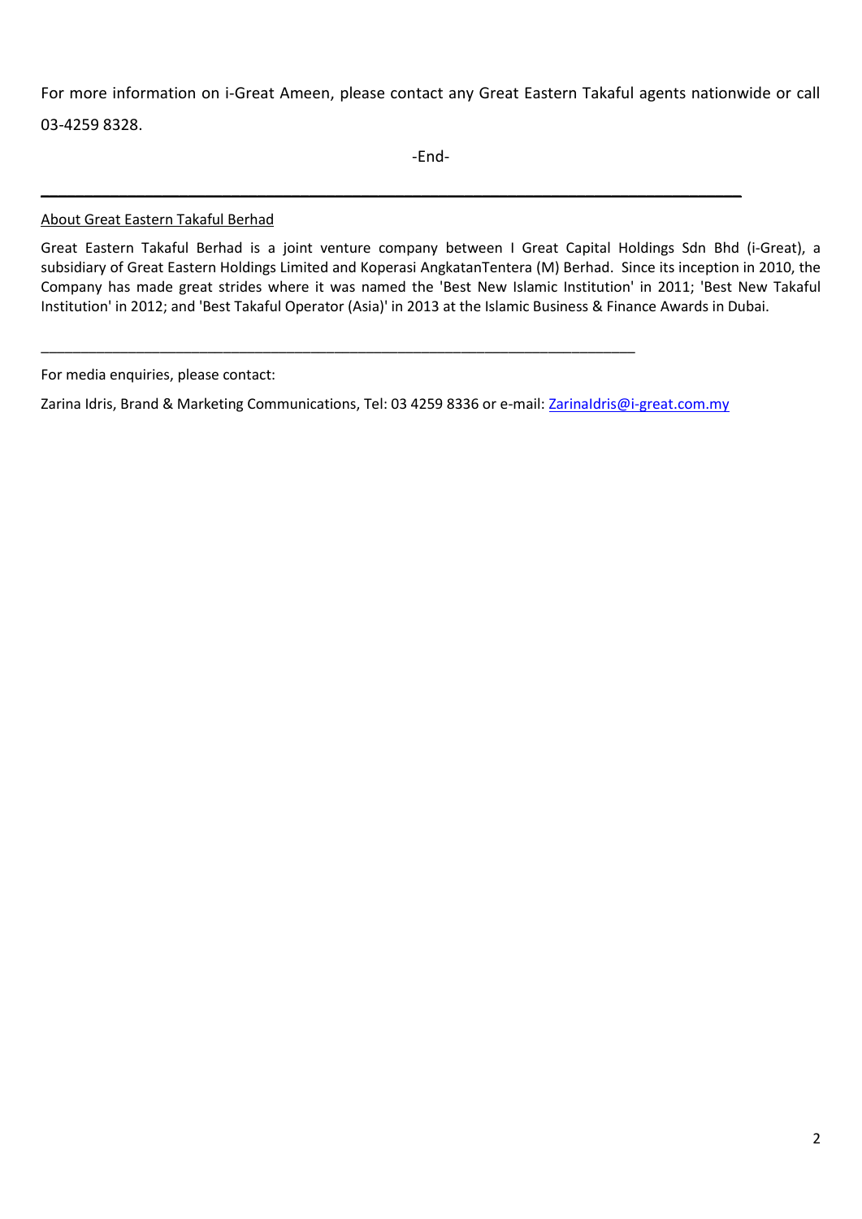For more information on i-Great Ameen, please contact any Great Eastern Takaful agents nationwide or call 03-4259 8328.

-End-

---

About Great Eastern Takaful Berhad

Great Eastern Takaful Berhad is a joint venture company between I Great Capital Holdings Sdn Bhd (i-Great), a subsidiary of Great Eastern Holdings Limited and Koperasi AngkatanTentera (M) Berhad. Since its inception in 2010, the Company has made great strides where it was named the 'Best New Islamic Institution' in 2011; 'Best New Takaful Institution' in 2012; and 'Best Takaful Operator (Asia)' in 2013 at the Islamic Business & Finance Awards in Dubai.

---

For media enquiries, please contact:

Zarina Idris, Brand & Marketing Communications, Tel: 03 4259 8336 or e-mail: ZarinaIdris@i-great.com.my